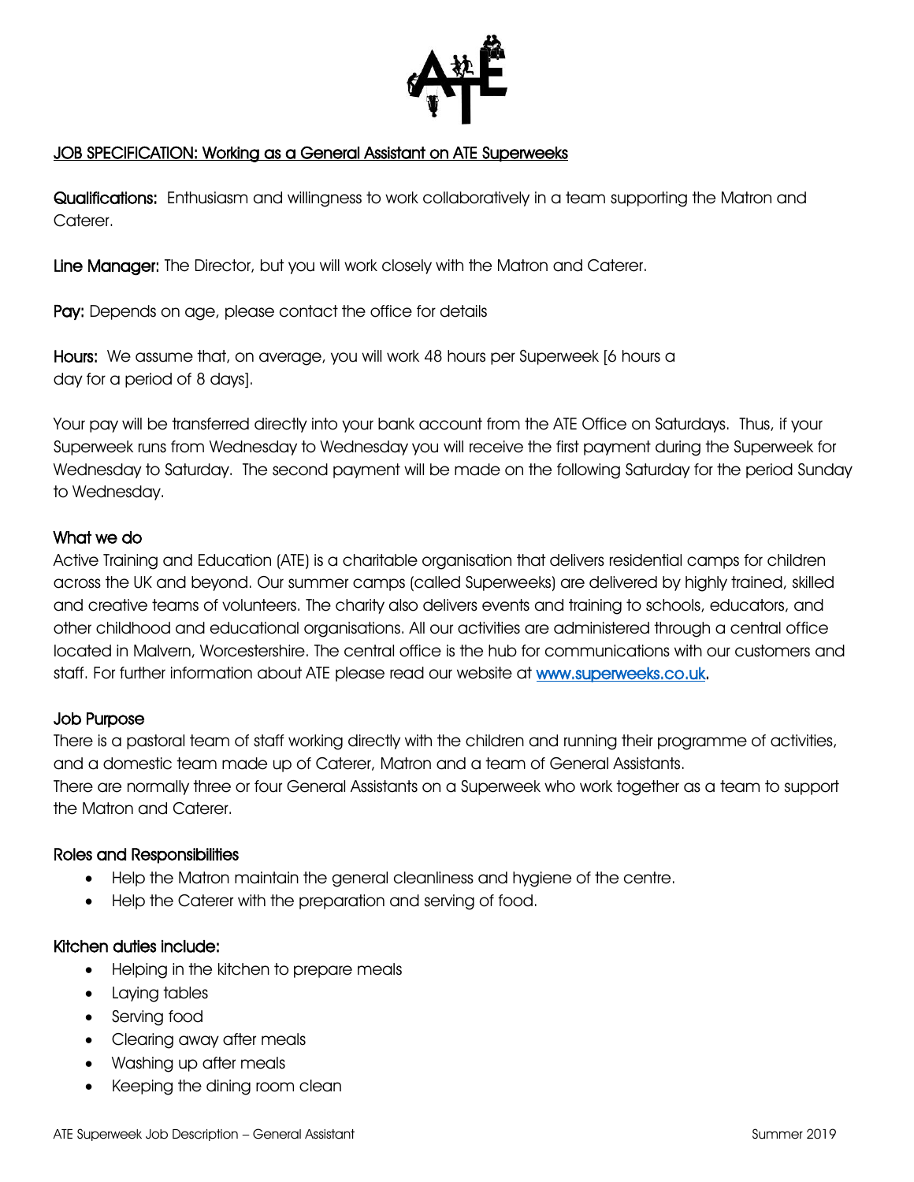# JOB SPECIFICATION: Working as a General Assistant on ATE Superweeks

**Qualifications:** Enthusiasm and willingness to work collaboratively in a team supporting the Matron and Caterer.

**Line Manager:** The Director, but you will work closely with the Matron and Caterer.

**Pay:** Depends on age, please contact the office for details

**Hours:** We assume that, on average, you will work 48 hours per Superweek [6 hours a day for a period of 8 days].

Your pay will be transferred directly into your bank account from the ATE Office on Saturdays. Thus, if your Superweek runs from Wednesday to Wednesday you will receive the first payment during the Superweek for Wednesday to Saturday. The second payment will be made on the following Saturday for the period Sunday to Wednesday.

## What we do

Active Training and Education (ATE) is a charitable organisation that delivers residential camps for children across the UK and beyond. Our summer camps (called Superweeks) are delivered by highly trained, skilled and creative teams of volunteers. The charity also delivers events and training to schools, educators, and other childhood and educational organisations. All our activities are administered through a central office located in Malvern, Worcestershire. The central office is the hub for communications with our customers and staff. For further information about ATE please read our website at [www.superweeks.co.uk](http://www.superweeks.co.uk).

## Job Purpose

There is a pastoral team of staff working directly with the children and running their programme of activities, and a domestic team made up of Caterer, Matron and a team of General Assistants.
There are normally three or four General Assistants on a Superweek who work together as a team to support the Matron and Caterer.

## Roles and Responsibilities

- Help the Matron maintain the general cleanliness and hygiene of the centre.
- Help the Caterer with the preparation and serving of food.

## Kitchen duties include:

- Helping in the kitchen to prepare meals
- Laying tables
- Serving food
- Clearing away after meals
- Washing up after meals
- Keeping the dining room clean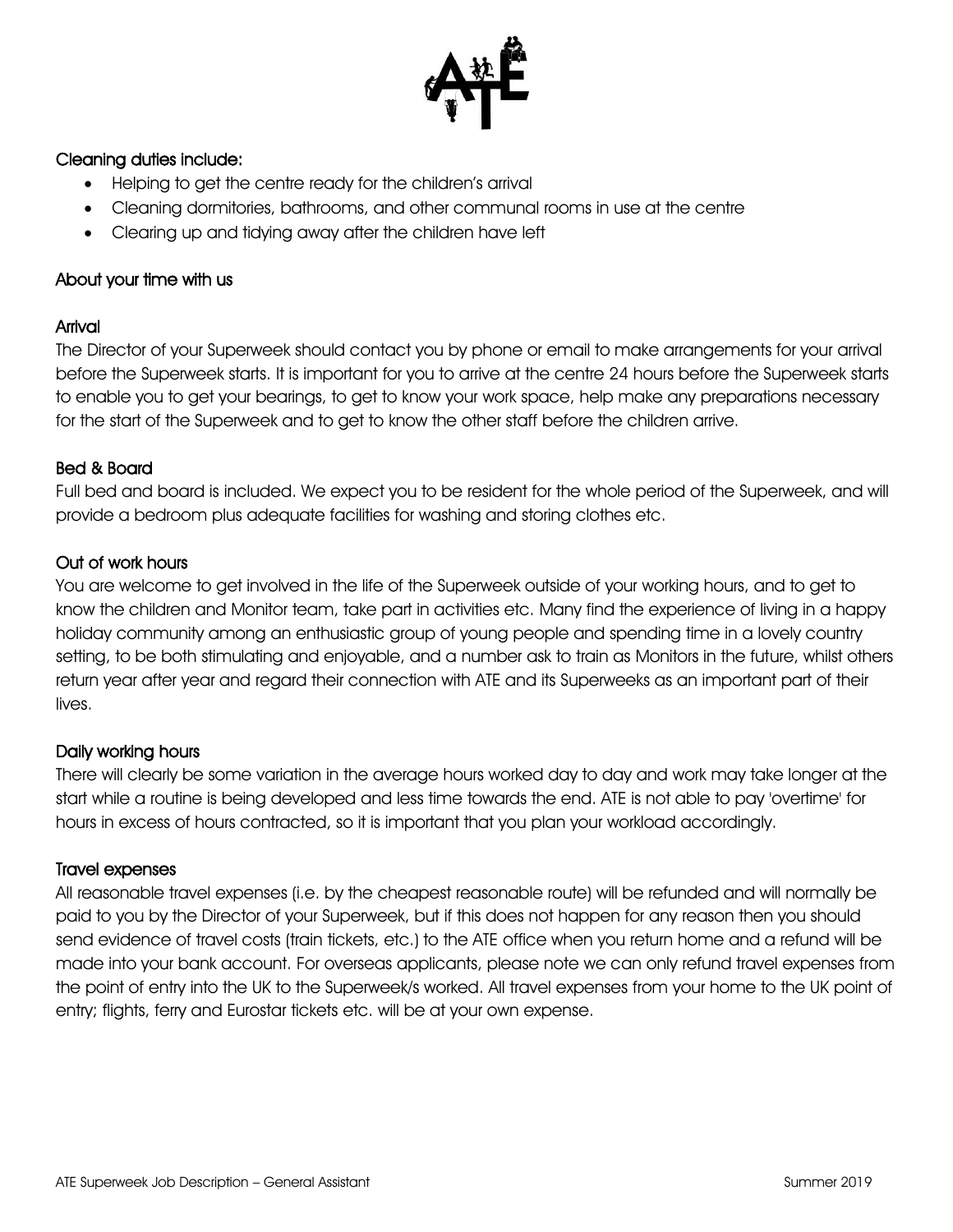### Cleaning duties include:

- Helping to get the centre ready for the children's arrival
- Cleaning dormitories, bathrooms, and other communal rooms in use at the centre
- Clearing up and tidying away after the children have left

## About your time with us

### Arrival

The Director of your Superweek should contact you by phone or email to make arrangements for your arrival before the Superweek starts. It is important for you to arrive at the centre 24 hours before the Superweek starts to enable you to get your bearings, to get to know your work space, help make any preparations necessary for the start of the Superweek and to get to know the other staff before the children arrive.

### Bed & Board

Full bed and board is included. We expect you to be resident for the whole period of the Superweek, and will provide a bedroom plus adequate facilities for washing and storing clothes etc.

### Out of work hours

You are welcome to get involved in the life of the Superweek outside of your working hours, and to get to know the children and Monitor team, take part in activities etc. Many find the experience of living in a happy holiday community among an enthusiastic group of young people and spending time in a lovely country setting, to be both stimulating and enjoyable, and a number ask to train as Monitors in the future, whilst others return year after year and regard their connection with ATE and its Superweeks as an important part of their lives.

### Daily working hours

There will clearly be some variation in the average hours worked day to day and work may take longer at the start while a routine is being developed and less time towards the end. ATE is not able to pay 'overtime' for hours in excess of hours contracted, so it is important that you plan your workload accordingly.

### Travel expenses

All reasonable travel expenses (i.e. by the cheapest reasonable route) will be refunded and will normally be paid to you by the Director of your Superweek, but if this does not happen for any reason then you should send evidence of travel costs (train tickets, etc.) to the ATE office when you return home and a refund will be made into your bank account. For overseas applicants, please note we can only refund travel expenses from the point of entry into the UK to the Superweek/s worked. All travel expenses from your home to the UK point of entry; flights, ferry and Eurostar tickets etc. will be at your own expense.